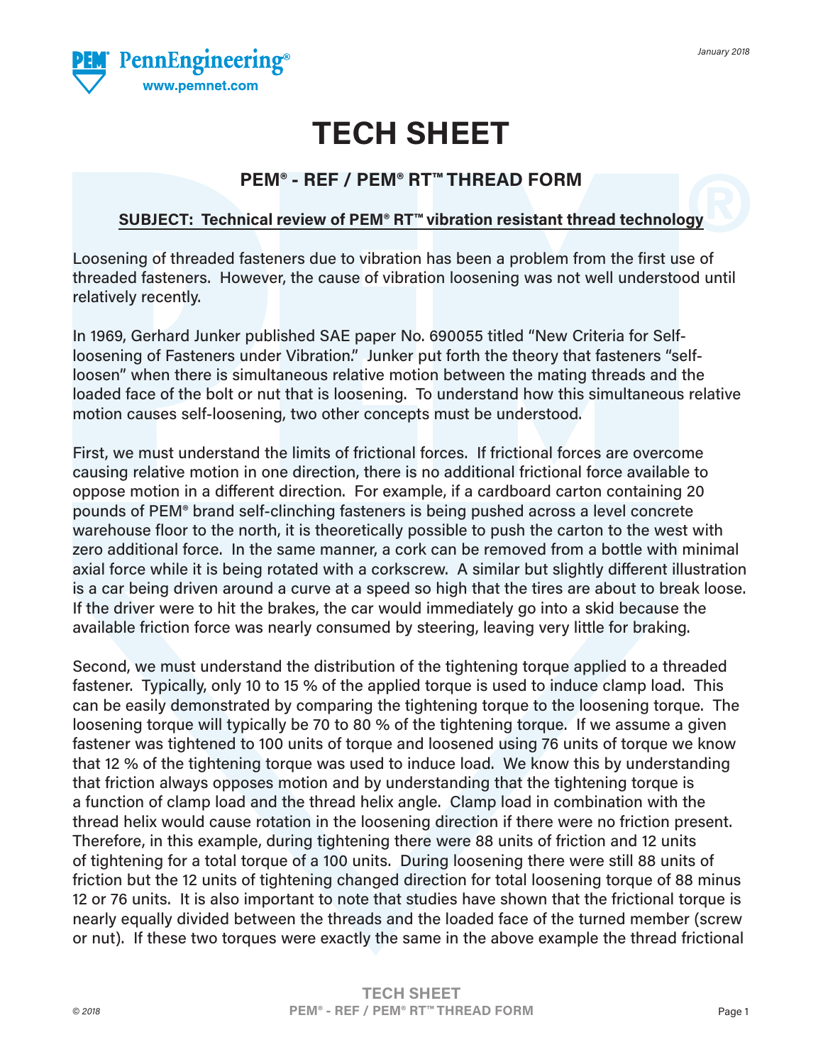PEM® PennEngineering®
www.pemnet.com

January 2018

# TECH SHEET

## PEM® - REF / PEM® RT™ THREAD FORM

**SUBJECT: Technical review of PEM® RT™ vibration resistant thread technology**

Loosening of threaded fasteners due to vibration has been a problem from the first use of threaded fasteners. However, the cause of vibration loosening was not well understood until relatively recently.

In 1969, Gerhard Junker published SAE paper No. 690055 titled "New Criteria for Self-loosening of Fasteners under Vibration." Junker put forth the theory that fasteners "self-loosen" when there is simultaneous relative motion between the mating threads and the loaded face of the bolt or nut that is loosening. To understand how this simultaneous relative motion causes self-loosening, two other concepts must be understood.

First, we must understand the limits of frictional forces. If frictional forces are overcome causing relative motion in one direction, there is no additional frictional force available to oppose motion in a different direction. For example, if a cardboard carton containing 20 pounds of PEM® brand self-clinching fasteners is being pushed across a level concrete warehouse floor to the north, it is theoretically possible to push the carton to the west with zero additional force. In the same manner, a cork can be removed from a bottle with minimal axial force while it is being rotated with a corkscrew. A similar but slightly different illustration is a car being driven around a curve at a speed so high that the tires are about to break loose. If the driver were to hit the brakes, the car would immediately go into a skid because the available friction force was nearly consumed by steering, leaving very little for braking.

Second, we must understand the distribution of the tightening torque applied to a threaded fastener. Typically, only 10 to 15 % of the applied torque is used to induce clamp load. This can be easily demonstrated by comparing the tightening torque to the loosening torque. The loosening torque will typically be 70 to 80 % of the tightening torque. If we assume a given fastener was tightened to 100 units of torque and loosened using 76 units of torque we know that 12 % of the tightening torque was used to induce load. We know this by understanding that friction always opposes motion and by understanding that the tightening torque is a function of clamp load and the thread helix angle. Clamp load in combination with the thread helix would cause rotation in the loosening direction if there were no friction present. Therefore, in this example, during tightening there were 88 units of friction and 12 units of tightening for a total torque of a 100 units. During loosening there were still 88 units of friction but the 12 units of tightening changed direction for total loosening torque of 88 minus 12 or 76 units. It is also important to note that studies have shown that the frictional torque is nearly equally divided between the threads and the loaded face of the turned member (screw or nut). If these two torques were exactly the same in the above example the thread frictional

© 2018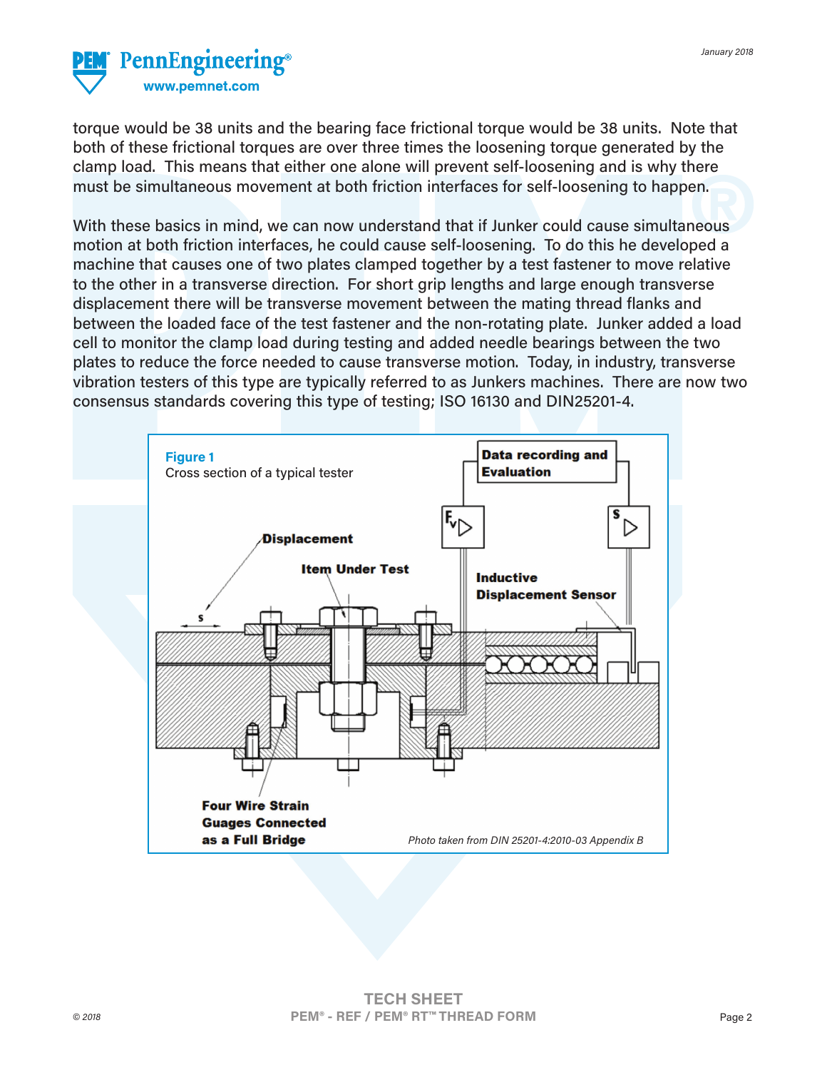torque would be 38 units and the bearing face frictional torque would be 38 units. Note that both of these frictional torques are over three times the loosening torque generated by the clamp load. This means that either one alone will prevent self-loosening and is why there must be simultaneous movement at both friction interfaces for self-loosening to happen.

With these basics in mind, we can now understand that if Junker could cause simultaneous motion at both friction interfaces, he could cause self-loosening. To do this he developed a machine that causes one of two plates clamped together by a test fastener to move relative to the other in a transverse direction. For short grip lengths and large enough transverse displacement there will be transverse movement between the mating thread flanks and between the loaded face of the test fastener and the non-rotating plate. Junker added a load cell to monitor the clamp load during testing and added needle bearings between the two plates to reduce the force needed to cause transverse motion. Today, in industry, transverse vibration testers of this type are typically referred to as Junkers machines. There are now two consensus standards covering this type of testing; ISO 16130 and DIN25201-4.

**Figure 1**
Cross section of a typical tester

*Photo taken from DIN 25201-4:2010-03 Appendix B*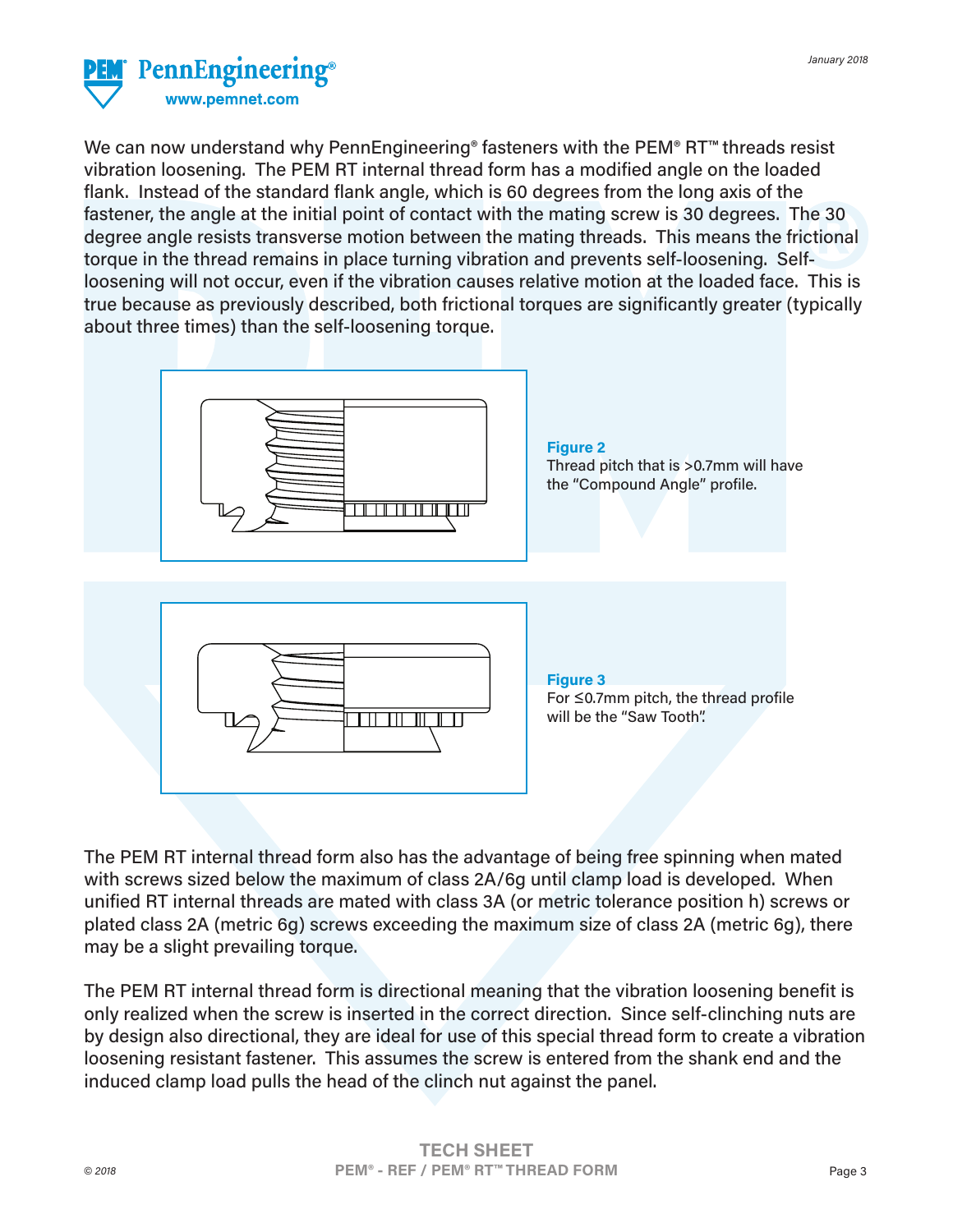We can now understand why PennEngineering® fasteners with the PEM® RT™ threads resist vibration loosening. The PEM RT internal thread form has a modified angle on the loaded flank. Instead of the standard flank angle, which is 60 degrees from the long axis of the fastener, the angle at the initial point of contact with the mating screw is 30 degrees. The 30 degree angle resists transverse motion between the mating threads. This means the frictional torque in the thread remains in place during vibration and prevents self-loosening. Self-loosening will not occur, even if the vibration causes relative motion at the loaded face. This is true because as previously described, both frictional torques are significantly greater (typically about three times) than the self-loosening torque.

**Figure 2**
Thread pitch that is >0.7mm will have the "Compound Angle" profile.

**Figure 3**
For ≤0.7mm pitch, the thread profile will be the "Saw Tooth".

The PEM RT internal thread form also has the advantage of being free spinning when mated with screws sized below the maximum of class 2A/6g until clamp load is developed. When unified RT internal threads are mated with class 3A (or metric tolerance position h) screws or plated class 2A (metric 6g) screws exceeding the maximum size of class 2A (metric 6g), there may be a slight prevailing torque.

The PEM RT internal thread form is directional meaning that the vibration loosening benefit is only realized when the screw is inserted in the correct direction. Since self-clinching nuts are by design also directional, they are ideal for use of this special thread form to create a vibration loosening resistant fastener. This assumes the screw is entered from the shank end and the induced clamp load pulls the head of the clinch nut against the panel.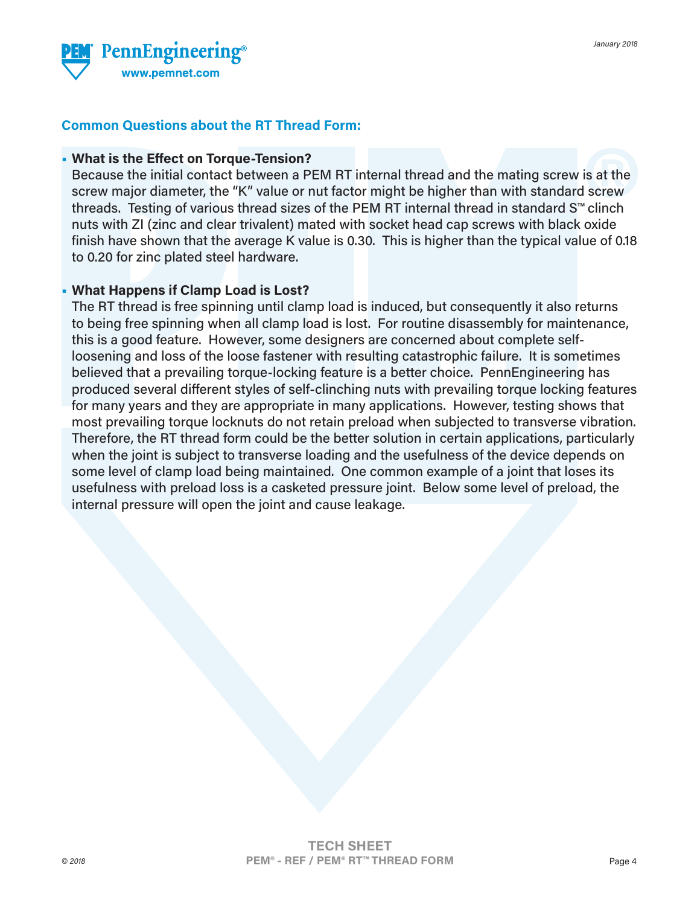## Common Questions about the RT Thread Form:

- **What is the Effect on Torque-Tension?**
  Because the initial contact between a PEM RT internal thread and the mating screw is at the screw major diameter, the "K" value or nut factor might be higher than with standard screw threads. Testing of various thread sizes of the PEM RT internal thread in standard S™ clinch nuts with ZI (zinc and clear trivalent) mated with socket head cap screws with black oxide finish have shown that the average K value is 0.30. This is higher than the typical value of 0.18 to 0.20 for zinc plated steel hardware.

- **What Happens if Clamp Load is Lost?**
  The RT thread is free spinning until clamp load is induced, but consequently it also returns to being free spinning when all clamp load is lost. For routine disassembly for maintenance, this is a good feature. However, some designers are concerned about complete self-loosening and loss of the loose fastener with resulting catastrophic failure. It is sometimes believed that a prevailing torque-locking feature is a better choice. PennEngineering has produced several different styles of self-clinching nuts with prevailing torque locking features for many years and they are appropriate in many applications. However, testing shows that most prevailing torque locknuts do not retain preload when subjected to transverse vibration. Therefore, the RT thread form could be the better solution in certain applications, particularly when the joint is subject to transverse loading and the usefulness of the device depends on some level of clamp load being maintained. One common example of a joint that loses its usefulness with preload loss is a casketed pressure joint. Below some level of preload, the internal pressure will open the joint and cause leakage.